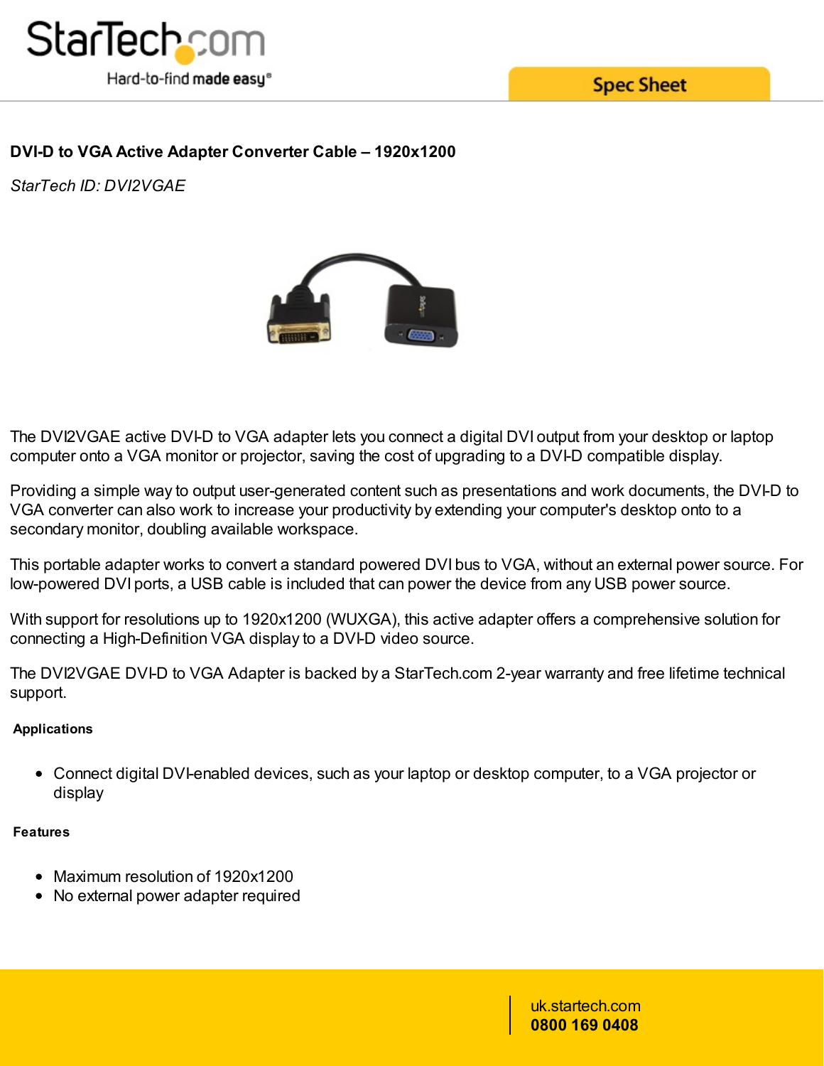# DVI-D to VGA Active Adapter Converter Cable – 1920x1200

*StarTech ID: DVI2VGAE*

The DVI2VGAE active DVI-D to VGA adapter lets you connect a digital DVI output from your desktop or laptop computer onto a VGA monitor or projector, saving the cost of upgrading to a DVI-D compatible display.

Providing a simple way to output user-generated content such as presentations and work documents, the DVI-D to VGA converter can also work to increase your productivity by extending your computer's desktop onto to a secondary monitor, doubling available workspace.

This portable adapter works to convert a standard powered DVI bus to VGA, without an external power source. For low-powered DVI ports, a USB cable is included that can power the device from any USB power source.

With support for resolutions up to 1920x1200 (WUXGA), this active adapter offers a comprehensive solution for connecting a High-Definition VGA display to a DVI-D video source.

The DVI2VGAE DVI-D to VGA Adapter is backed by a StarTech.com 2-year warranty and free lifetime technical support.

**Applications**

- Connect digital DVI-enabled devices, such as your laptop or desktop computer, to a VGA projector or display

**Features**

- Maximum resolution of 1920x1200
- No external power adapter required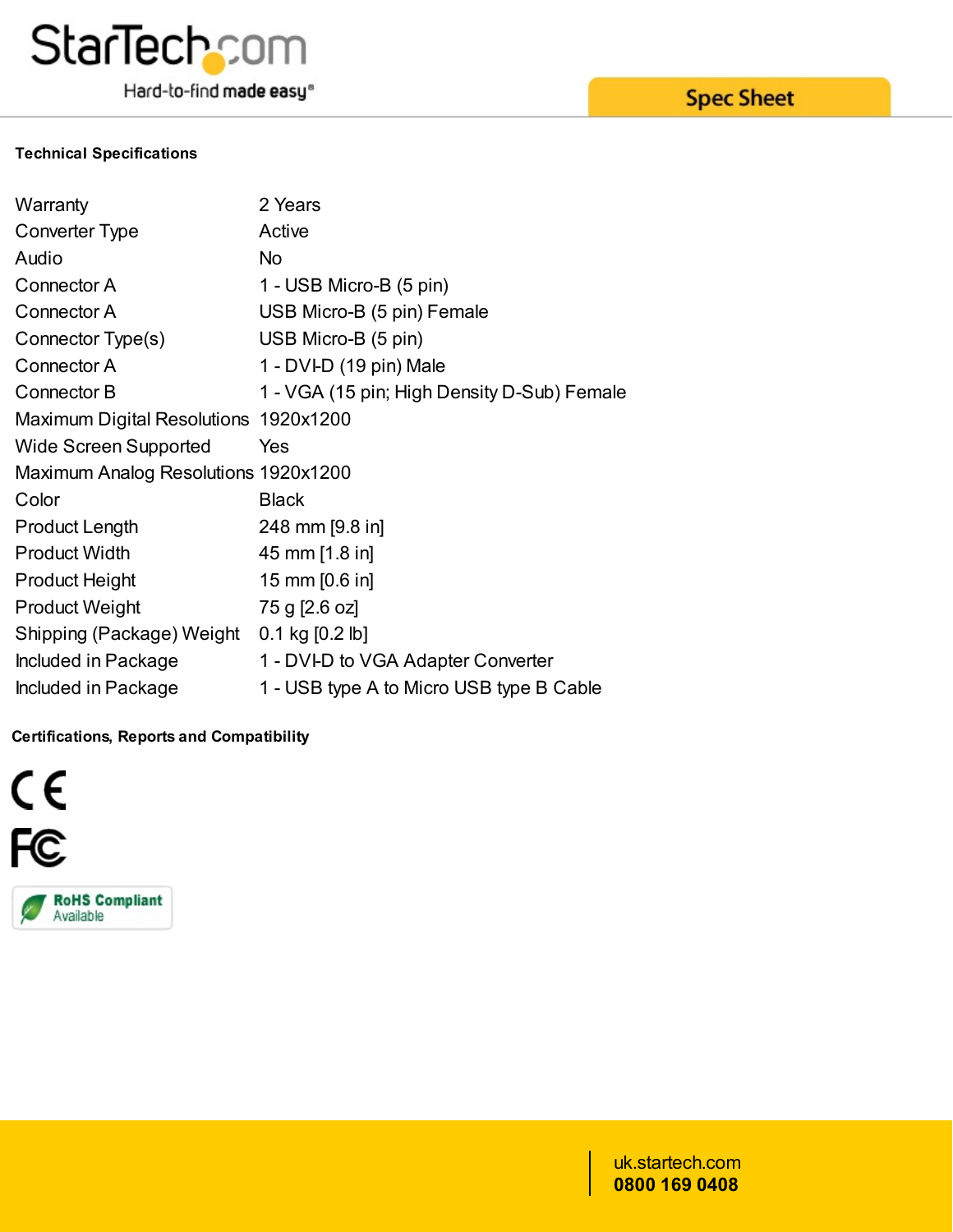### Technical Specifications

| | |
|---|---|
| Warranty | 2 Years |
| Converter Type | Active |
| Audio | No |
| Connector A | 1 - USB Micro-B (5 pin) |
| Connector A | USB Micro-B (5 pin) Female |
| Connector Type(s) | USB Micro-B (5 pin) |
| Connector A | 1 - DVI-D (19 pin) Male |
| Connector B | 1 - VGA (15 pin; High Density D-Sub) Female |
| Maximum Digital Resolutions | 1920x1200 |
| Wide Screen Supported | Yes |
| Maximum Analog Resolutions | 1920x1200 |
| Color | Black |
| Product Length | 248 mm [9.8 in] |
| Product Width | 45 mm [1.8 in] |
| Product Height | 15 mm [0.6 in] |
| Product Weight | 75 g [2.6 oz] |
| Shipping (Package) Weight | 0.1 kg [0.2 lb] |
| Included in Package | 1 - DVI-D to VGA Adapter Converter |
| Included in Package | 1 - USB type A to Micro USB type B Cable |

### Certifications, Reports and Compatibility

CE

FC

RoHS Compliant Available